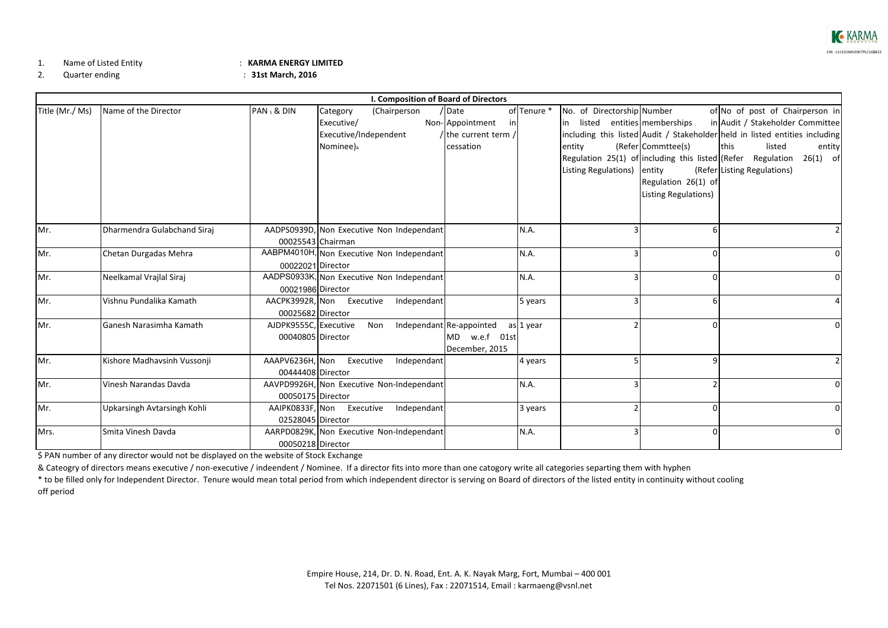1. Name of Listed Entity : **KARMA ENERGY LIMITED**
2. Quarter ending : **31st March, 2016**

| **I. Composition of Board of Directors** | | | | | | | | |
|---|---|---|---|---|---|---|---|---|
| Title (Mr./ Ms) | Name of the Director | PAN $ & DIN | Category (Chairperson / Executive/ Non-Executive/Independent / Nominee)& | Date of Appointment in the current term / cessation | Tenure * | No. of Directorship in listed entities including this listed entity (Refer Regulation 25(1) of Listing Regulations) | Number of memberships in Audit / Stakeholder Commttee(s) including this listed entity (Refer Regulation 26(1) of Listing Regulations) | No of post of Chairperson in Audit / Stakeholder Committee held in listed entities including this listed entity (Refer Regulation 26(1) of Listing Regulations) |
| Mr. | Dharmendra Gulabchand Siraj | AADPS0939D, 00025543 | Non Executive Non Independant Chairman | | N.A. | 3 | 6 | 2 |
| Mr. | Chetan Durgadas Mehra | AABPM4010H, 00022021 | Non Executive Non Independant Director | | N.A. | 3 | 0 | 0 |
| Mr. | Neelkamal Vrajlal Siraj | AADPS0933K, 00021986 | Non Executive Non Independant Director | | N.A. | 3 | 0 | 0 |
| Mr. | Vishnu Pundalika Kamath | AACPK3992R, 00025682 | Non Executive Independant Director | | 5 years | 3 | 6 | 4 |
| Mr. | Ganesh Narasimha Kamath | AJDPK9555C, 00040805 | Executive Non Independant Director | Re-appointed as MD w.e.f 01st December, 2015 | 1 year | 2 | 0 | 0 |
| Mr. | Kishore Madhavsinh Vussonji | AAAPV6236H, 00444408 | Non Executive Independant Director | | 4 years | 5 | 9 | 2 |
| Mr. | Vinesh Narandas Davda | AAVPD9926H, 00050175 | Non Executive Non-Independant Director | | N.A. | 3 | 2 | 0 |
| Mr. | Upkarsingh Avtarsingh Kohli | AAIPK0833F, 02528045 | Non Executive Independant Director | | 3 years | 2 | 0 | 0 |
| Mrs. | Smita Vinesh Davda | AARPD0829K, 00050218 | Non Executive Non-Independant Director | | N.A. | 3 | 0 | 0 |

$ PAN number of any director would not be displayed on the website of Stock Exchange

& Cateogry of directors means executive / non-executive / indeendent / Nominee. If a director fits into more than one catogory write all categories separting them with hyphen

* to be filled only for Independent Director. Tenure would mean total period from which independent director is serving on Board of directors of the listed entity in continuity without cooling off period

Empire House, 214, Dr. D. N. Road, Ent. A. K. Nayak Marg, Fort, Mumbai – 400 001
Tel Nos. 22071501 (6 Lines), Fax : 22071514, Email : karmaeng@vsnl.net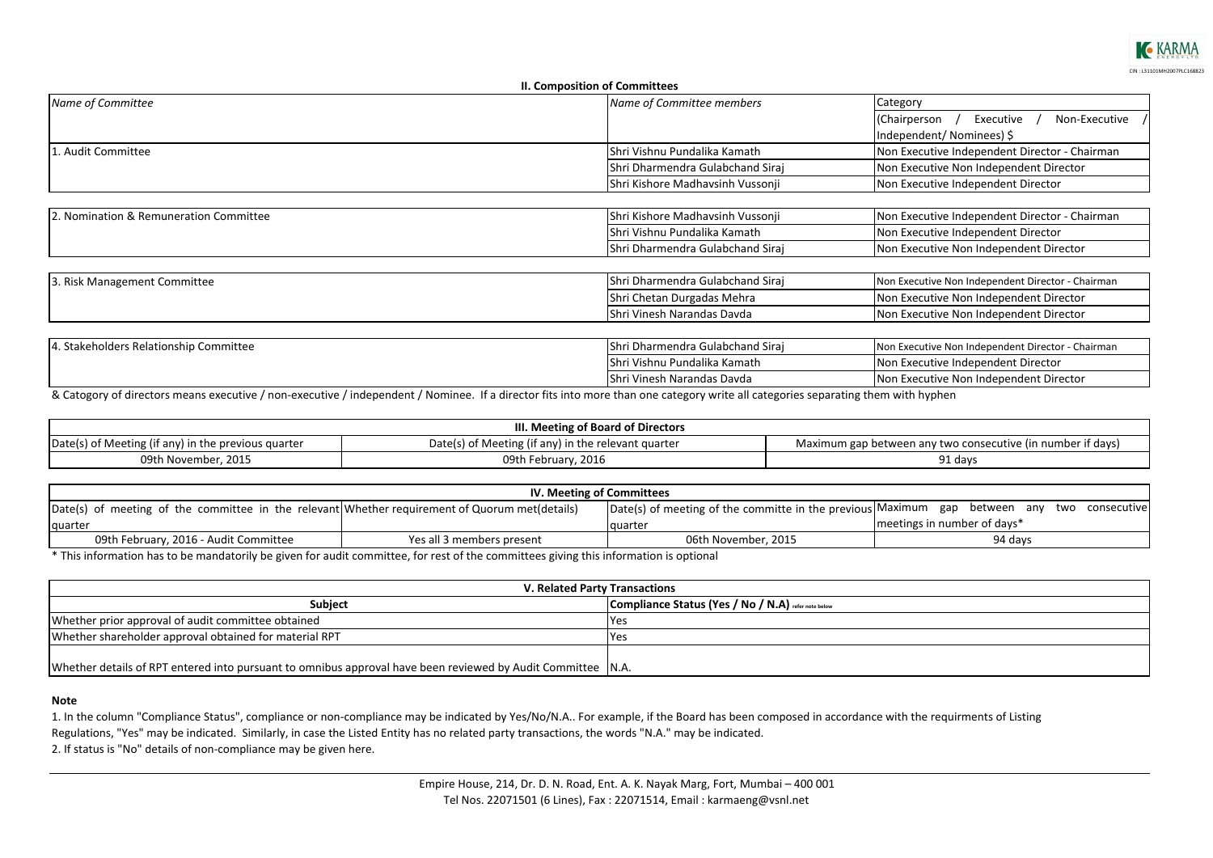## II. Composition of Committees

| Name of Committee | Name of Committee members | Category (Chairperson / Executive / Non-Executive / Independent/ Nominees) $ |
|---|---|---|
| 1. Audit Committee | Shri Vishnu Pundalika Kamath | Non Executive Independent Director - Chairman |
| | Shri Dharmendra Gulabchand Siraj | Non Executive Non Independent Director |
| | Shri Kishore Madhavsinh Vussonji | Non Executive Independent Director |
| 2. Nomination & Remuneration Committee | Shri Kishore Madhavsinh Vussonji | Non Executive Independent Director - Chairman |
| | Shri Vishnu Pundalika Kamath | Non Executive Independent Director |
| | Shri Dharmendra Gulabchand Siraj | Non Executive Non Independent Director |
| 3. Risk Management Committee | Shri Dharmendra Gulabchand Siraj | Non Executive Non Independent Director - Chairman |
| | Shri Chetan Durgadas Mehra | Non Executive Non Independent Director |
| | Shri Vinesh Narandas Davda | Non Executive Non Independent Director |
| 4. Stakeholders Relationship Committee | Shri Dharmendra Gulabchand Siraj | Non Executive Non Independent Director - Chairman |
| | Shri Vishnu Pundalika Kamath | Non Executive Independent Director |
| | Shri Vinesh Narandas Davda | Non Executive Non Independent Director |

& Catogory of directors means executive / non-executive / independent / Nominee. If a director fits into more than one category write all categories separating them with hyphen

## III. Meeting of Board of Directors

| Date(s) of Meeting (if any) in the previous quarter | Date(s) of Meeting (if any) in the relevant quarter | Maximum gap between any two consecutive (in number if days) |
|---|---|---|
| 09th November, 2015 | 09th February, 2016 | 91 days |

## IV. Meeting of Committees

| Date(s) of meeting of the committee in the relevant quarter | Whether requirement of Quorum met(details) | Date(s) of meeting of the committe in the previous quarter | Maximum gap between any two consecutive meetings in number of days* |
|---|---|---|---|
| 09th February, 2016 - Audit Committee | Yes all 3 members present | 06th November, 2015 | 94 days |

* This information has to be mandatorily be given for audit committee, for rest of the committees giving this information is optional

## V. Related Party Transactions

| Subject | Compliance Status (Yes / No / N.A) refer note below |
|---|---|
| Whether prior approval of audit committee obtained | Yes |
| Whether shareholder approval obtained for material RPT | Yes |
| Whether details of RPT entered into pursuant to omnibus approval have been reviewed by Audit Committee | N.A. |

**Note**

1. In the column "Compliance Status", compliance or non-compliance may be indicated by Yes/No/N.A.. For example, if the Board has been composed in accordance with the requirments of Listing Regulations, "Yes" may be indicated. Similarly, in case the Listed Entity has no related party transactions, the words "N.A." may be indicated.
2. If status is "No" details of non-compliance may be given here.

Empire House, 214, Dr. D. N. Road, Ent. A. K. Nayak Marg, Fort, Mumbai – 400 001
Tel Nos. 22071501 (6 Lines), Fax : 22071514, Email : karmaeng@vsnl.net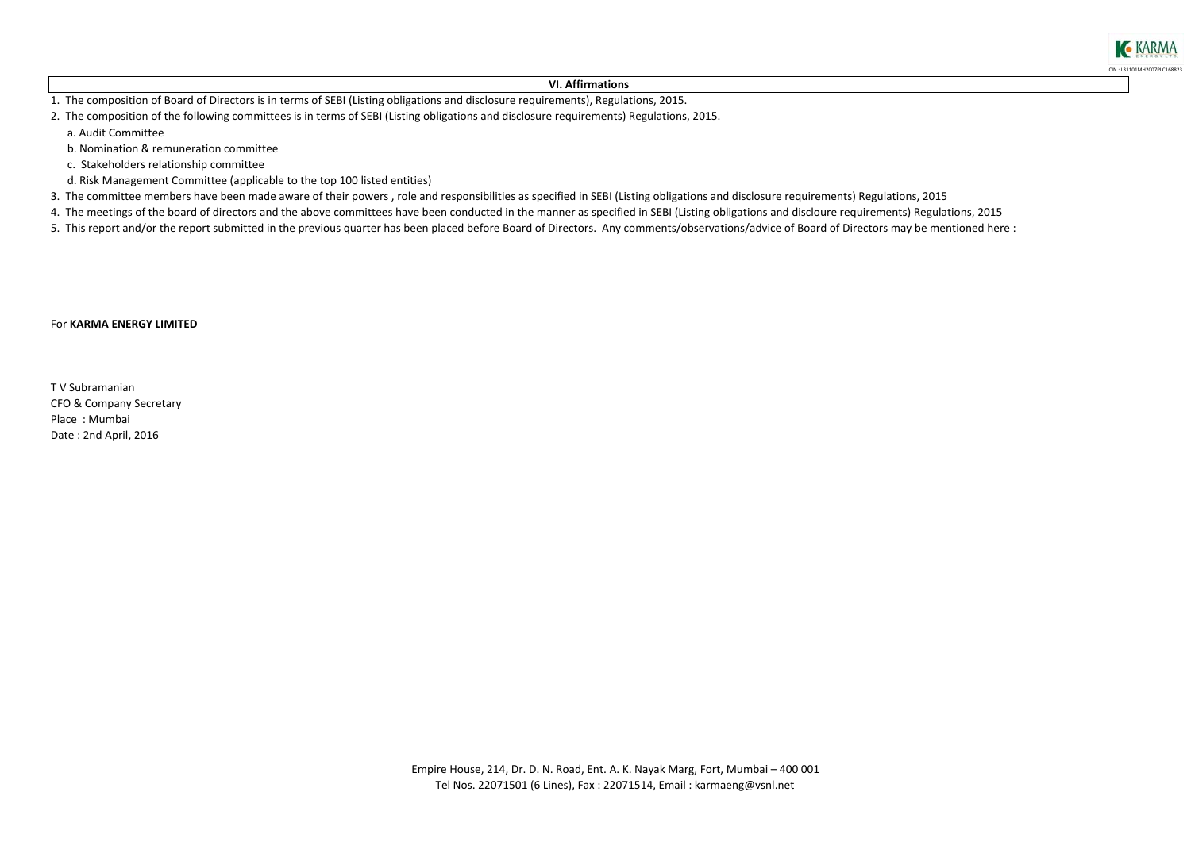## VI. Affirmations

1. The composition of Board of Directors is in terms of SEBI (Listing obligations and disclosure requirements), Regulations, 2015.
2. The composition of the following committees is in terms of SEBI (Listing obligations and disclosure requirements) Regulations, 2015.
   - a. Audit Committee
   - b. Nomination & remuneration committee
   - c. Stakeholders relationship committee
   - d. Risk Management Committee (applicable to the top 100 listed entities)
3. The committee members have been made aware of their powers , role and responsibilities as specified in SEBI (Listing obligations and disclosure requirements) Regulations, 2015
4. The meetings of the board of directors and the above committees have been conducted in the manner as specified in SEBI (Listing obligations and discloure requirements) Regulations, 2015
5. This report and/or the report submitted in the previous quarter has been placed before Board of Directors. Any comments/observations/advice of Board of Directors may be mentioned here :

For **KARMA ENERGY LIMITED**

T V Subramanian
CFO & Company Secretary
Place : Mumbai
Date : 2nd April, 2016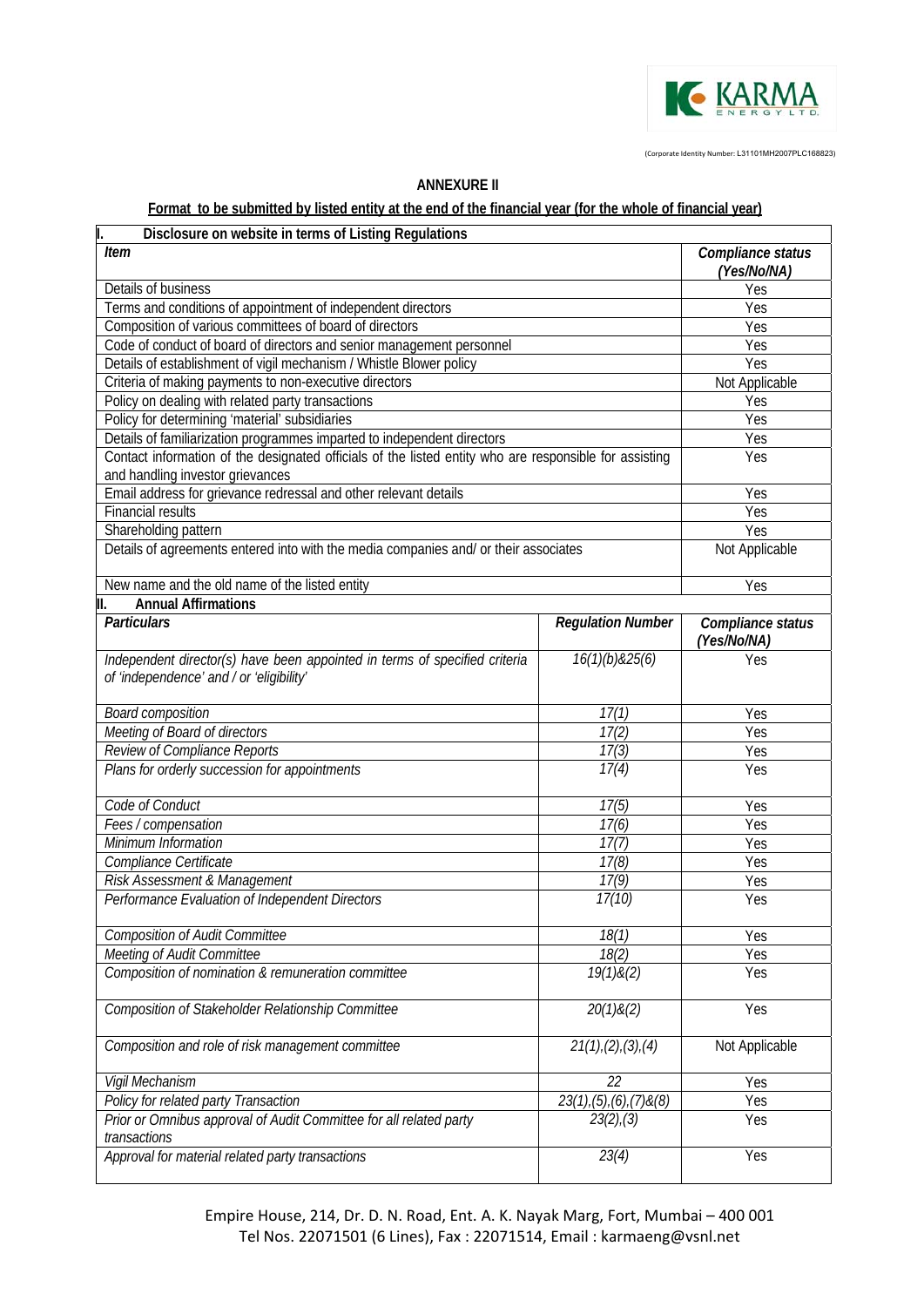KARMA ENERGY LTD.

(Corporate Identity Number: L31101MH2007PLC168823)

## ANNEXURE II

**Format to be submitted by listed entity at the end of the financial year (for the whole of financial year)**

| I. Disclosure on website in terms of Listing Regulations | |
|---|---|
| ***Item*** | ***Compliance status (Yes/No/NA)*** |
| Details of business | Yes |
| Terms and conditions of appointment of independent directors | Yes |
| Composition of various committees of board of directors | Yes |
| Code of conduct of board of directors and senior management personnel | Yes |
| Details of establishment of vigil mechanism / Whistle Blower policy | Yes |
| Criteria of making payments to non-executive directors | Not Applicable |
| Policy on dealing with related party transactions | Yes |
| Policy for determining 'material' subsidiaries | Yes |
| Details of familiarization programmes imparted to independent directors | Yes |
| Contact information of the designated officials of the listed entity who are responsible for assisting and handling investor grievances | Yes |
| Email address for grievance redressal and other relevant details | Yes |
| Financial results | Yes |
| Shareholding pattern | Yes |
| Details of agreements entered into with the media companies and/ or their associates | Not Applicable |
| New name and the old name of the listed entity | Yes |

| II. Annual Affirmations | | |
|---|---|---|
| ***Particulars*** | ***Regulation Number*** | ***Compliance status (Yes/No/NA)*** |
| *Independent director(s) have been appointed in terms of specified criteria of 'independence' and / or 'eligibility'* | *16(1)(b)&25(6)* | Yes |
| *Board composition* | *17(1)* | Yes |
| *Meeting of Board of directors* | *17(2)* | Yes |
| *Review of Compliance Reports* | *17(3)* | Yes |
| *Plans for orderly succession for appointments* | *17(4)* | Yes |
| *Code of Conduct* | *17(5)* | Yes |
| *Fees / compensation* | *17(6)* | Yes |
| *Minimum Information* | *17(7)* | Yes |
| *Compliance Certificate* | *17(8)* | Yes |
| *Risk Assessment & Management* | *17(9)* | Yes |
| *Performance Evaluation of Independent Directors* | *17(10)* | Yes |
| *Composition of Audit Committee* | *18(1)* | Yes |
| *Meeting of Audit Committee* | *18(2)* | Yes |
| *Composition of nomination & remuneration committee* | *19(1)&(2)* | Yes |
| *Composition of Stakeholder Relationship Committee* | *20(1)&(2)* | Yes |
| *Composition and role of risk management committee* | *21(1),(2),(3),(4)* | Not Applicable |
| *Vigil Mechanism* | *22* | Yes |
| *Policy for related party Transaction* | *23(1),(5),(6),(7)&(8)* | Yes |
| *Prior or Omnibus approval of Audit Committee for all related party transactions* | *23(2),(3)* | Yes |
| *Approval for material related party transactions* | *23(4)* | Yes |

Empire House, 214, Dr. D. N. Road, Ent. A. K. Nayak Marg, Fort, Mumbai – 400 001
Tel Nos. 22071501 (6 Lines), Fax : 22071514, Email : karmaeng@vsnl.net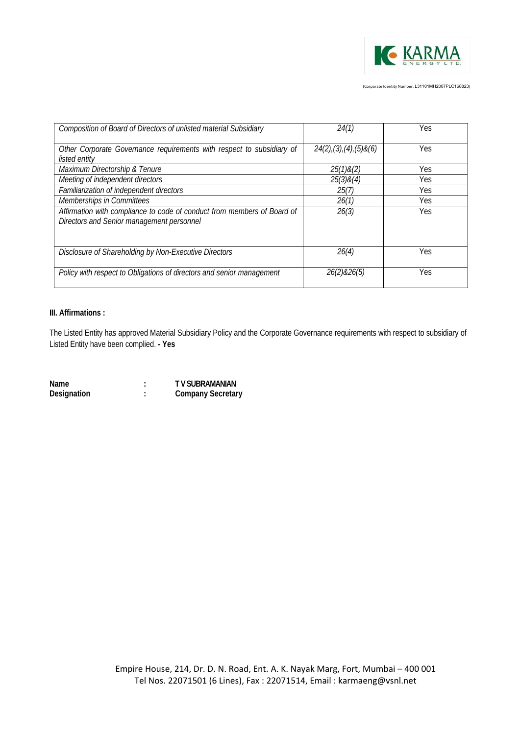| | | |
|---|---|---|
| *Composition of Board of Directors of unlisted material Subsidiary* | *24(1)* | Yes |
| *Other Corporate Governance requirements with respect to subsidiary of listed entity* | *24(2),(3),(4),(5)&(6)* | Yes |
| *Maximum Directorship & Tenure* | *25(1)&(2)* | Yes |
| *Meeting of independent directors* | *25(3)&(4)* | Yes |
| *Familiarization of independent directors* | *25(7)* | Yes |
| *Memberships in Committees* | *26(1)* | Yes |
| *Affirmation with compliance to code of conduct from members of Board of Directors and Senior management personnel* | *26(3)* | Yes |
| *Disclosure of Shareholding by Non-Executive Directors* | *26(4)* | Yes |
| *Policy with respect to Obligations of directors and senior management* | *26(2)&26(5)* | Yes |

**III. Affirmations :**

The Listed Entity has approved Material Subsidiary Policy and the Corporate Governance requirements with respect to subsidiary of Listed Entity have been complied. **- Yes**

**Name : T V SUBRAMANIAN**
**Designation : Company Secretary**